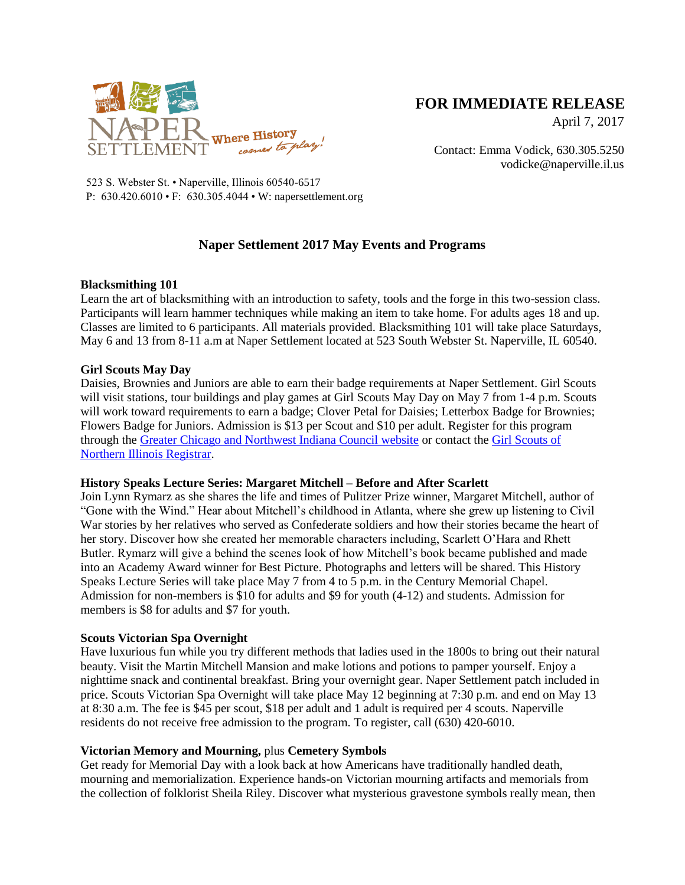NAPER SETTLEMENT Where History comes to play!

523 S. Webster St. • Naperville, Illinois 60540-6517
P: 630.420.6010 • F: 630.305.4044 • W: napersettlement.org

**FOR IMMEDIATE RELEASE**
April 7, 2017

Contact: Emma Vodick, 630.305.5250
vodicke@naperville.il.us

## Naper Settlement 2017 May Events and Programs

**Blacksmithing 101**
Learn the art of blacksmithing with an introduction to safety, tools and the forge in this two-session class. Participants will learn hammer techniques while making an item to take home. For adults ages 18 and up. Classes are limited to 6 participants. All materials provided. Blacksmithing 101 will take place Saturdays, May 6 and 13 from 8-11 a.m at Naper Settlement located at 523 South Webster St. Naperville, IL 60540.

**Girl Scouts May Day**
Daisies, Brownies and Juniors are able to earn their badge requirements at Naper Settlement. Girl Scouts will visit stations, tour buildings and play games at Girl Scouts May Day on May 7 from 1-4 p.m. Scouts will work toward requirements to earn a badge; Clover Petal for Daisies; Letterbox Badge for Brownies; Flowers Badge for Juniors. Admission is $13 per Scout and $10 per adult. Register for this program through the Greater Chicago and Northwest Indiana Council website or contact the Girl Scouts of Northern Illinois Registrar.

**History Speaks Lecture Series: Margaret Mitchell – Before and After Scarlett**
Join Lynn Rymarz as she shares the life and times of Pulitzer Prize winner, Margaret Mitchell, author of "Gone with the Wind." Hear about Mitchell's childhood in Atlanta, where she grew up listening to Civil War stories by her relatives who served as Confederate soldiers and how their stories became the heart of her story. Discover how she created her memorable characters including, Scarlett O'Hara and Rhett Butler. Rymarz will give a behind the scenes look of how Mitchell's book became published and made into an Academy Award winner for Best Picture. Photographs and letters will be shared. This History Speaks Lecture Series will take place May 7 from 4 to 5 p.m. in the Century Memorial Chapel. Admission for non-members is $10 for adults and $9 for youth (4-12) and students. Admission for members is $8 for adults and $7 for youth.

**Scouts Victorian Spa Overnight**
Have luxurious fun while you try different methods that ladies used in the 1800s to bring out their natural beauty. Visit the Martin Mitchell Mansion and make lotions and potions to pamper yourself. Enjoy a nighttime snack and continental breakfast. Bring your overnight gear. Naper Settlement patch included in price. Scouts Victorian Spa Overnight will take place May 12 beginning at 7:30 p.m. and end on May 13 at 8:30 a.m. The fee is $45 per scout, $18 per adult and 1 adult is required per 4 scouts. Naperville residents do not receive free admission to the program. To register, call (630) 420-6010.

**Victorian Memory and Mourning,** plus **Cemetery Symbols**
Get ready for Memorial Day with a look back at how Americans have traditionally handled death, mourning and memorialization. Experience hands-on Victorian mourning artifacts and memorials from the collection of folklorist Sheila Riley. Discover what mysterious gravestone symbols really mean, then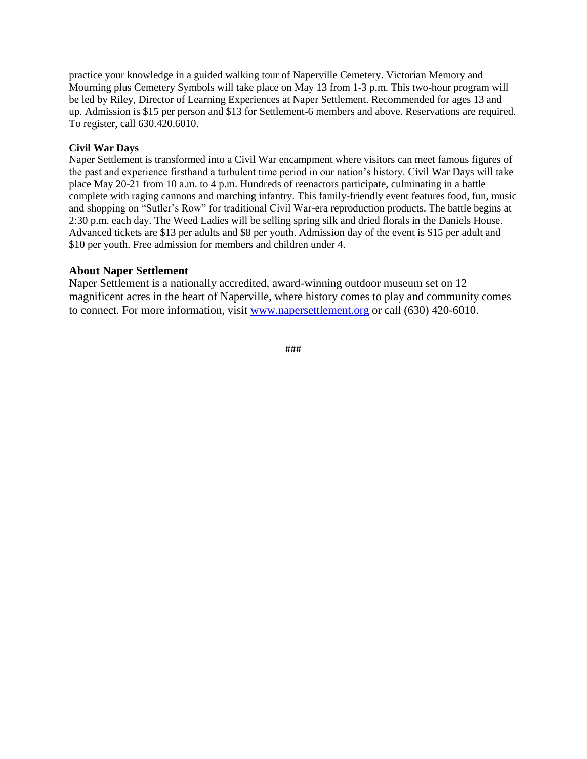practice your knowledge in a guided walking tour of Naperville Cemetery. Victorian Memory and Mourning plus Cemetery Symbols will take place on May 13 from 1-3 p.m. This two-hour program will be led by Riley, Director of Learning Experiences at Naper Settlement. Recommended for ages 13 and up. Admission is $15 per person and $13 for Settlement-6 members and above. Reservations are required. To register, call 630.420.6010.

**Civil War Days**

Naper Settlement is transformed into a Civil War encampment where visitors can meet famous figures of the past and experience firsthand a turbulent time period in our nation's history. Civil War Days will take place May 20-21 from 10 a.m. to 4 p.m. Hundreds of reenactors participate, culminating in a battle complete with raging cannons and marching infantry. This family-friendly event features food, fun, music and shopping on "Sutler's Row" for traditional Civil War-era reproduction products. The battle begins at 2:30 p.m. each day. The Weed Ladies will be selling spring silk and dried florals in the Daniels House. Advanced tickets are $13 per adults and $8 per youth. Admission day of the event is $15 per adult and $10 per youth. Free admission for members and children under 4.

## About Naper Settlement

Naper Settlement is a nationally accredited, award-winning outdoor museum set on 12 magnificent acres in the heart of Naperville, where history comes to play and community comes to connect. For more information, visit [www.napersettlement.org](http://www.napersettlement.org) or call (630) 420-6010.

###